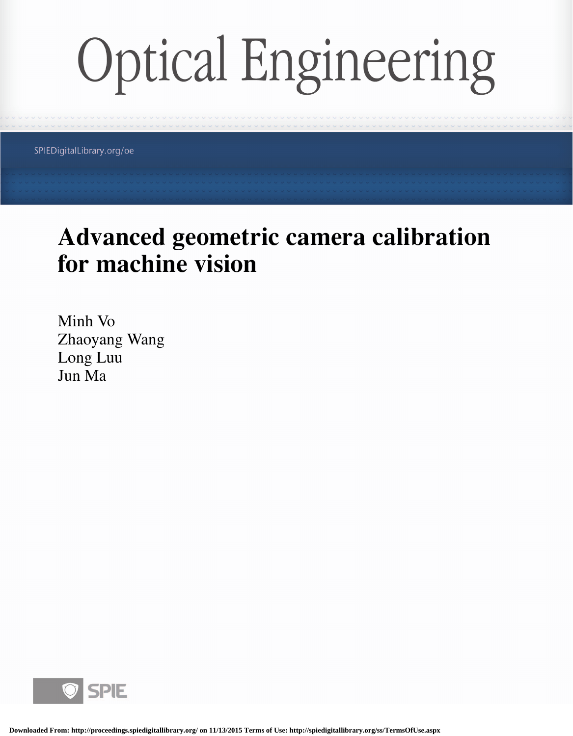# Optical Engineering

SPIEDigitalLibrary.org/oe

## Advanced geometric camera calibration for machine vision

Minh Vo
Zhaoyang Wang
Long Luu
Jun Ma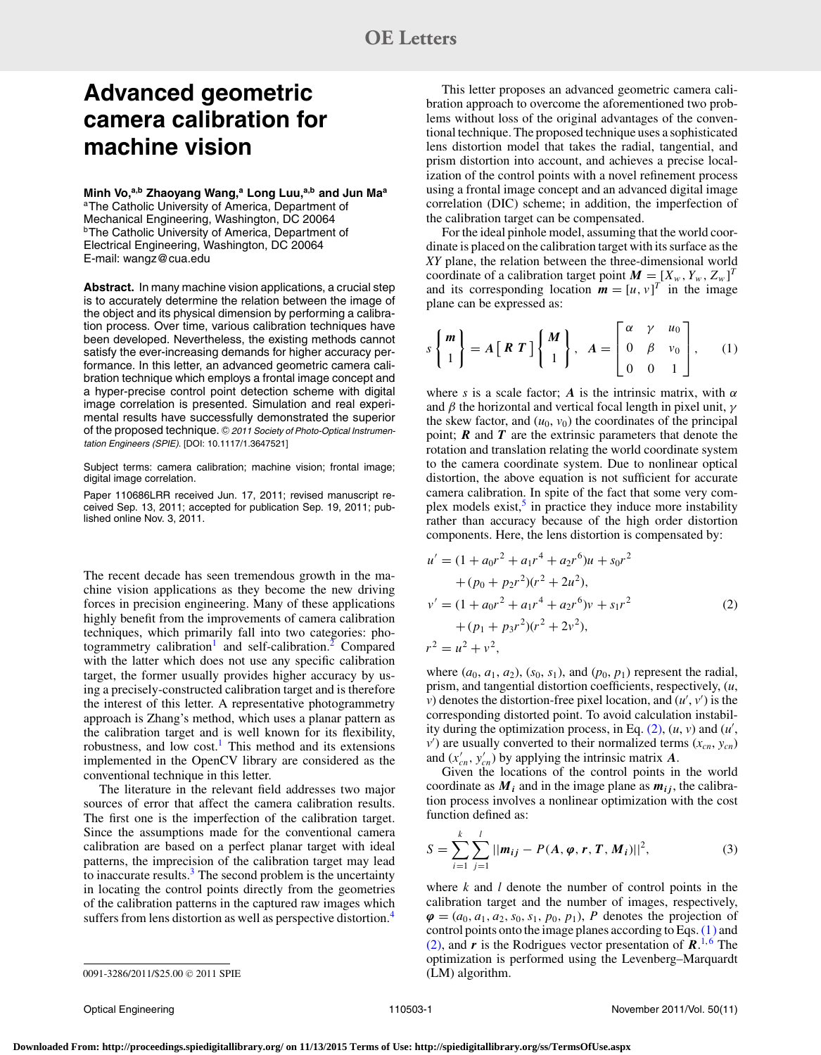# Advanced geometric camera calibration for machine vision

**Minh Vo,**[a,b] **Zhaoyang Wang,**[a] **Long Luu,**[a,b] **and Jun Ma**[a]
[a]The Catholic University of America, Department of Mechanical Engineering, Washington, DC 20064
[b]The Catholic University of America, Department of Electrical Engineering, Washington, DC 20064
E-mail: wangz@cua.edu

**Abstract.** In many machine vision applications, a crucial step is to accurately determine the relation between the image of the object and its physical dimension by performing a calibration process. Over time, various calibration techniques have been developed. Nevertheless, the existing methods cannot satisfy the ever-increasing demands for higher accuracy performance. In this letter, an advanced geometric camera calibration technique which employs a frontal image concept and a hyper-precise control point detection scheme with digital image correlation is presented. Simulation and real experimental results have successfully demonstrated the superior of the proposed technique. *© 2011 Society of Photo-Optical Instrumentation Engineers (SPIE).* [DOI: 10.1117/1.3647521]

Subject terms: camera calibration; machine vision; frontal image; digital image correlation.

Paper 110686LRR received Jun. 17, 2011; revised manuscript received Sep. 13, 2011; accepted for publication Sep. 19, 2011; published online Nov. 3, 2011.

The recent decade has seen tremendous growth in the machine vision applications as they become the new driving forces in precision engineering. Many of these applications highly benefit from the improvements of camera calibration techniques, which primarily fall into two categories: photogrammetry calibration[1] and self-calibration.[2] Compared with the latter which does not use any specific calibration target, the former usually provides higher accuracy by using a precisely-constructed calibration target and is therefore the interest of this letter. A representative photogrammetry approach is Zhang's method, which uses a planar pattern as the calibration target and is well known for its flexibility, robustness, and low cost.[1] This method and its extensions implemented in the OpenCV library are considered as the conventional technique in this letter.

The literature in the relevant field addresses two major sources of error that affect the camera calibration results. The first one is the imperfection of the calibration target. Since the assumptions made for the conventional camera calibration are based on a perfect planar target with ideal patterns, the imprecision of the calibration target may lead to inaccurate results.[3] The second problem is the uncertainty in locating the control points directly from the geometries of the calibration patterns in the captured raw images which suffers from lens distortion as well as perspective distortion.[4]

This letter proposes an advanced geometric camera calibration approach to overcome the aforementioned two problems without loss of the original advantages of the conventional technique. The proposed technique uses a sophisticated lens distortion model that takes the radial, tangential, and prism distortion into account, and achieves a precise localization of the control points with a novel refinement process using a frontal image concept and an advanced digital image correlation (DIC) scheme; in addition, the imperfection of the calibration target can be compensated.

For the ideal pinhole model, assuming that the world coordinate is placed on the calibration target with its surface as the $XY$ plane, the relation between the three-dimensional world coordinate of a calibration target point $\boldsymbol{M} = [X_w, Y_w, Z_w]^T$ and its corresponding location $\boldsymbol{m} = [u, v]^T$ in the image plane can be expressed as:

$$s\begin{Bmatrix} \boldsymbol{m} \\ 1 \end{Bmatrix} = \boldsymbol{A}\begin{bmatrix} \boldsymbol{R} & \boldsymbol{T} \end{bmatrix}\begin{Bmatrix} \boldsymbol{M} \\ 1 \end{Bmatrix}, \quad \boldsymbol{A} = \begin{bmatrix} \alpha & \gamma & u_0 \\ 0 & \beta & v_0 \\ 0 & 0 & 1 \end{bmatrix}, \tag{1}$$

where $s$ is a scale factor; $\boldsymbol{A}$ is the intrinsic matrix, with $\alpha$ and $\beta$ the horizontal and vertical focal length in pixel unit, $\gamma$ the skew factor, and $(u_0, v_0)$ the coordinates of the principal point; $\boldsymbol{R}$ and $\boldsymbol{T}$ are the extrinsic parameters that denote the rotation and translation relating the world coordinate system to the camera coordinate system. Due to nonlinear optical distortion, the above equation is not sufficient for accurate camera calibration. In spite of the fact that some very complex models exist,[5] in practice they induce more instability rather than accuracy because of the high order distortion components. Here, the lens distortion is compensated by:

$$\begin{aligned} u' &= (1 + a_0 r^2 + a_1 r^4 + a_2 r^6)u + s_0 r^2 \\ &\quad + (p_0 + p_2 r^2)(r^2 + 2u^2), \\ v' &= (1 + a_0 r^2 + a_1 r^4 + a_2 r^6)v + s_1 r^2 \\ &\quad + (p_1 + p_3 r^2)(r^2 + 2v^2), \\ r^2 &= u^2 + v^2, \end{aligned} \tag{2}$$

where $(a_0, a_1, a_2)$, $(s_0, s_1)$, and $(p_0, p_1)$ represent the radial, prism, and tangential distortion coefficients, respectively, $(u, v)$ denotes the distortion-free pixel location, and $(u', v')$ is the corresponding distorted point. To avoid calculation instability during the optimization process, in Eq. (2), $(u, v)$ and $(u', v')$ are usually converted to their normalized terms $(x_{cn}, y_{cn})$ and $(x'_{cn}, y'_{cn})$ by applying the intrinsic matrix $\boldsymbol{A}$.

Given the locations of the control points in the world coordinate as $\boldsymbol{M_i}$ and in the image plane as $\boldsymbol{m_{ij}}$, the calibration process involves a nonlinear optimization with the cost function defined as:

$$S = \sum_{i=1}^{k}\sum_{j=1}^{l} ||\boldsymbol{m_{ij}} - P(\boldsymbol{A}, \boldsymbol{\varphi}, \boldsymbol{r}, \boldsymbol{T}, \boldsymbol{M_i})||^2, \tag{3}$$

where $k$ and $l$ denote the number of control points in the calibration target and the number of images, respectively, $\boldsymbol{\varphi} = (a_0, a_1, a_2, s_0, s_1, p_0, p_1)$, $P$ denotes the projection of control points onto the image planes according to Eqs. (1) and (2), and $\boldsymbol{r}$ is the Rodrigues vector presentation of $\boldsymbol{R}$.[1,6] The optimization is performed using the Levenberg–Marquardt (LM) algorithm.

0091-3286/2011/$25.00 © 2011 SPIE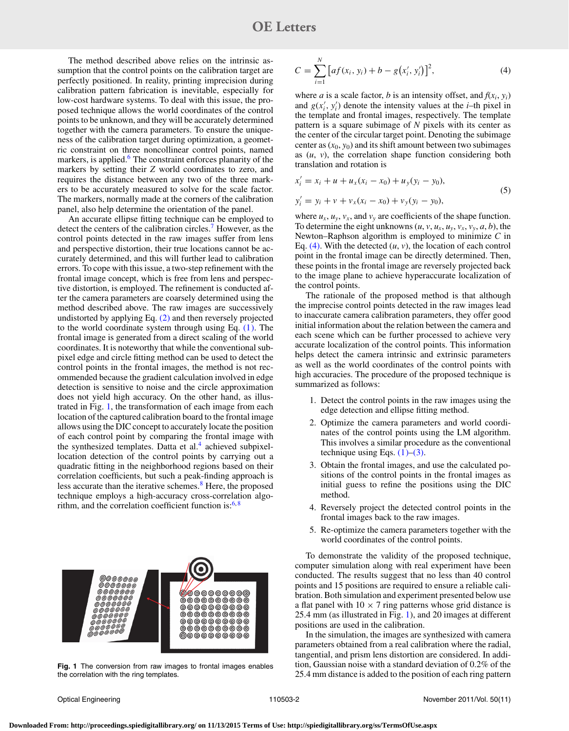The method described above relies on the intrinsic assumption that the control points on the calibration target are perfectly positioned. In reality, printing imprecision during calibration pattern fabrication is inevitable, especially for low-cost hardware systems. To deal with this issue, the proposed technique allows the world coordinates of the control points to be unknown, and they will be accurately determined together with the camera parameters. To ensure the uniqueness of the calibration target during optimization, a geometric constraint on three noncollinear control points, named markers, is applied.[6] The constraint enforces planarity of the markers by setting their $Z$ world coordinates to zero, and requires the distance between any two of the three markers to be accurately measured to solve for the scale factor. The markers, normally made at the corners of the calibration panel, also help determine the orientation of the panel.

An accurate ellipse fitting technique can be employed to detect the centers of the calibration circles.[7] However, as the control points detected in the raw images suffer from lens and perspective distortion, their true locations cannot be accurately determined, and this will further lead to calibration errors. To cope with this issue, a two-step refinement with the frontal image concept, which is free from lens and perspective distortion, is employed. The refinement is conducted after the camera parameters are coarsely determined using the method described above. The raw images are successively undistorted by applying Eq. (2) and then reversely projected to the world coordinate system through using Eq. (1). The frontal image is generated from a direct scaling of the world coordinates. It is noteworthy that while the conventional subpixel edge and circle fitting method can be used to detect the control points in the frontal images, the method is not recommended because the gradient calculation involved in edge detection is sensitive to noise and the circle approximation does not yield high accuracy. On the other hand, as illustrated in Fig. 1, the transformation of each image from each location of the captured calibration board to the frontal image allows using the DIC concept to accurately locate the position of each control point by comparing the frontal image with the synthesized templates. Datta et al.[4] achieved subpixel-location detection of the control points by carrying out a quadratic fitting in the neighborhood regions based on their correlation coefficients, but such a peak-finding approach is less accurate than the iterative schemes.[8] Here, the proposed technique employs a high-accuracy cross-correlation algorithm, and the correlation coefficient function is:[6,8]

**Fig. 1** The conversion from raw images to frontal images enables the correlation with the ring templates.

$$C = \sum_{i=1}^{N} \left[ a f(x_i, y_i) + b - g(x_i', y_i') \right]^2, \tag{4}$$

where $a$ is a scale factor, $b$ is an intensity offset, and $f(x_i, y_i)$ and $g(x_i', y_i')$ denote the intensity values at the $i$–th pixel in the template and frontal images, respectively. The template pattern is a square subimage of $N$ pixels with its center as the center of the circular target point. Denoting the subimage center as $(x_0, y_0)$ and its shift amount between two subimages as $(u, v)$, the correlation shape function considering both translation and rotation is

$$\begin{aligned} x_i' &= x_i + u + u_x(x_i - x_0) + u_y(y_i - y_0), \\ y_i' &= y_i + v + v_x(x_i - x_0) + v_y(y_i - y_0), \end{aligned} \tag{5}$$

where $u_x$, $u_y$, $v_x$, and $v_y$ are coefficients of the shape function. To determine the eight unknowns $(u, v, u_x, u_y, v_x, v_y, a, b)$, the Newton–Raphson algorithm is employed to minimize $C$ in Eq. (4). With the detected $(u, v)$, the location of each control point in the frontal image can be directly determined. Then, these points in the frontal image are reversely projected back to the image plane to achieve hyperaccurate localization of the control points.

The rationale of the proposed method is that although the imprecise control points detected in the raw images lead to inaccurate camera calibration parameters, they offer good initial information about the relation between the camera and each scene which can be further processed to achieve very accurate localization of the control points. This information helps detect the camera intrinsic and extrinsic parameters as well as the world coordinates of the control points with high accuracies. The procedure of the proposed technique is summarized as follows:

1. Detect the control points in the raw images using the edge detection and ellipse fitting method.
2. Optimize the camera parameters and world coordinates of the control points using the LM algorithm. This involves a similar procedure as the conventional technique using Eqs. (1)–(3).
3. Obtain the frontal images, and use the calculated positions of the control points in the frontal images as initial guess to refine the positions using the DIC method.
4. Reversely project the detected control points in the frontal images back to the raw images.
5. Re-optimize the camera parameters together with the world coordinates of the control points.

To demonstrate the validity of the proposed technique, computer simulation along with real experiment have been conducted. The results suggest that no less than 40 control points and 15 positions are required to ensure a reliable calibration. Both simulation and experiment presented below use a flat panel with $10 \times 7$ ring patterns whose grid distance is 25.4 mm (as illustrated in Fig. 1), and 20 images at different positions are used in the calibration.

In the simulation, the images are synthesized with camera parameters obtained from a real calibration where the radial, tangential, and prism lens distortion are considered. In addition, Gaussian noise with a standard deviation of 0.2% of the 25.4 mm distance is added to the position of each ring pattern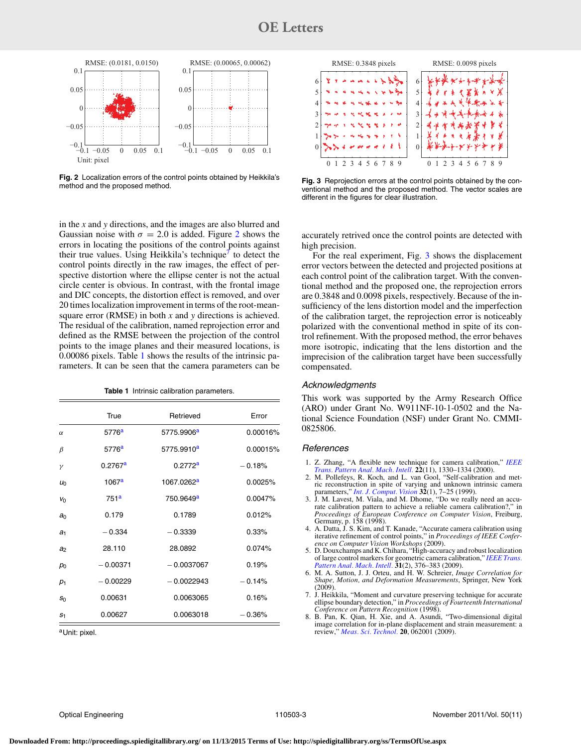RMSE: (0.0181, 0.0150)

RMSE: (0.00065, 0.00062)

0.1 0.05 0 −0.05 −0.1

−0.1 −0.05 0 0.05 0.1

Unit: pixel

**Fig. 2** Localization errors of the control points obtained by Heikkila's method and the proposed method.

RMSE: 0.3848 pixels

RMSE: 0.0098 pixels

0 1 2 3 4 5 6

0 1 2 3 4 5 6 7 8 9

**Fig. 3** Reprojection errors at the control points obtained by the conventional method and the proposed method. The vector scales are different in the figures for clear illustration.

in the $x$ and $y$ directions, and the images are also blurred and Gaussian noise with $\sigma = 2.0$ is added. Figure 2 shows the errors in locating the positions of the control points against their true values. Using Heikkila's technique[7] to detect the control points directly in the raw images, the effect of perspective distortion where the ellipse center is not the actual circle center is obvious. In contrast, with the frontal image and DIC concepts, the distortion effect is removed, and over 20 times localization improvement in terms of the root-mean-square error (RMSE) in both $x$ and $y$ directions is achieved. The residual of the calibration, named reprojection error and defined as the RMSE between the projection of the control points to the image planes and their measured locations, is 0.00086 pixels. Table 1 shows the results of the intrinsic parameters. It can be seen that the camera parameters can be accurately retrived once the control points are detected with high precision.

For the real experiment, Fig. 3 shows the displacement error vectors between the detected and projected positions at each control point of the calibration target. With the conventional method and the proposed one, the reprojection errors are 0.3848 and 0.0098 pixels, respectively. Because of the insufficiency of the lens distortion model and the imperfection of the calibration target, the reprojection error is noticeably polarized with the conventional method in spite of its control refinement. With the proposed method, the error behaves more isotropic, indicating that the lens distortion and the imprecision of the calibration target have been successfully compensated.

**Table 1** Intrinsic calibration parameters.

| | True | Retrieved | Error |
|---|---|---|---|
| $\alpha$ | 5776[a] | 5775.9906[a] | 0.00016% |
| $\beta$ | 5776[a] | 5775.9910[a] | 0.00015% |
| $\gamma$ | 0.2767[a] | 0.2772[a] | −0.18% |
| $u_0$ | 1067[a] | 1067.0262[a] | 0.0025% |
| $v_0$ | 751[a] | 750.9649[a] | 0.0047% |
| $a_0$ | 0.179 | 0.1789 | 0.012% |
| $a_1$ | −0.334 | −0.3339 | 0.33% |
| $a_2$ | 28.110 | 28.0892 | 0.074% |
| $p_0$ | −0.00371 | −0.0037067 | 0.19% |
| $p_1$ | −0.00229 | −0.0022943 | −0.14% |
| $s_0$ | 0.00631 | 0.0063065 | 0.16% |
| $s_1$ | 0.00627 | 0.0063018 | −0.36% |

[a]Unit: pixel.

### *Acknowledgments*

This work was supported by the Army Research Office (ARO) under Grant No. W911NF-10-1-0502 and the National Science Foundation (NSF) under Grant No. CMMI-0825806.

### *References*

1. Z. Zhang, "A flexible new technique for camera calibration," *IEEE Trans. Pattern Anal. Mach. Intell.* **22**(11), 1330–1334 (2000).
2. M. Pollefeys, R. Koch, and L. van Gool, "Self-calibration and metric reconstruction in spite of varying and unknown intrinsic camera parameters," *Int. J. Comput. Vision* **32**(1), 7–25 (1999).
3. J. M. Lavest, M. Viala, and M. Dhome, "Do we really need an accurate calibration pattern to achieve a reliable camera calibration?," in *Proceedings of European Conference on Computer Vision*, Freiburg, Germany, p. 158 (1998).
4. A. Datta, J. S. Kim, and T. Kanade, "Accurate camera calibration using iterative refinement of control points," in *Proceedings of IEEE Conference on Computer Vision Workshops* (2009).
5. D. Douxchamps and K. Chihara, "High-accuracy and robust localization of large control markers for geometric camera calibration," *IEEE Trans. Pattern Anal. Mach. Intell.* **31**(2), 376–383 (2009).
6. M. A. Sutton, J. J. Orteu, and H. W. Schreier, *Image Correlation for Shape, Motion, and Deformation Measurements*, Springer, New York (2009).
7. J. Heikkila, "Moment and curvature preserving technique for accurate ellipse boundary detection," in *Proceedings of Fourteenth International Conference on Pattern Recognition* (1998).
8. B. Pan, K. Qian, H. Xie, and A. Asundi, "Two-dimensional digital image correlation for in-plane displacement and strain measurement: a review," *Meas. Sci. Technol.* **20**, 062001 (2009).